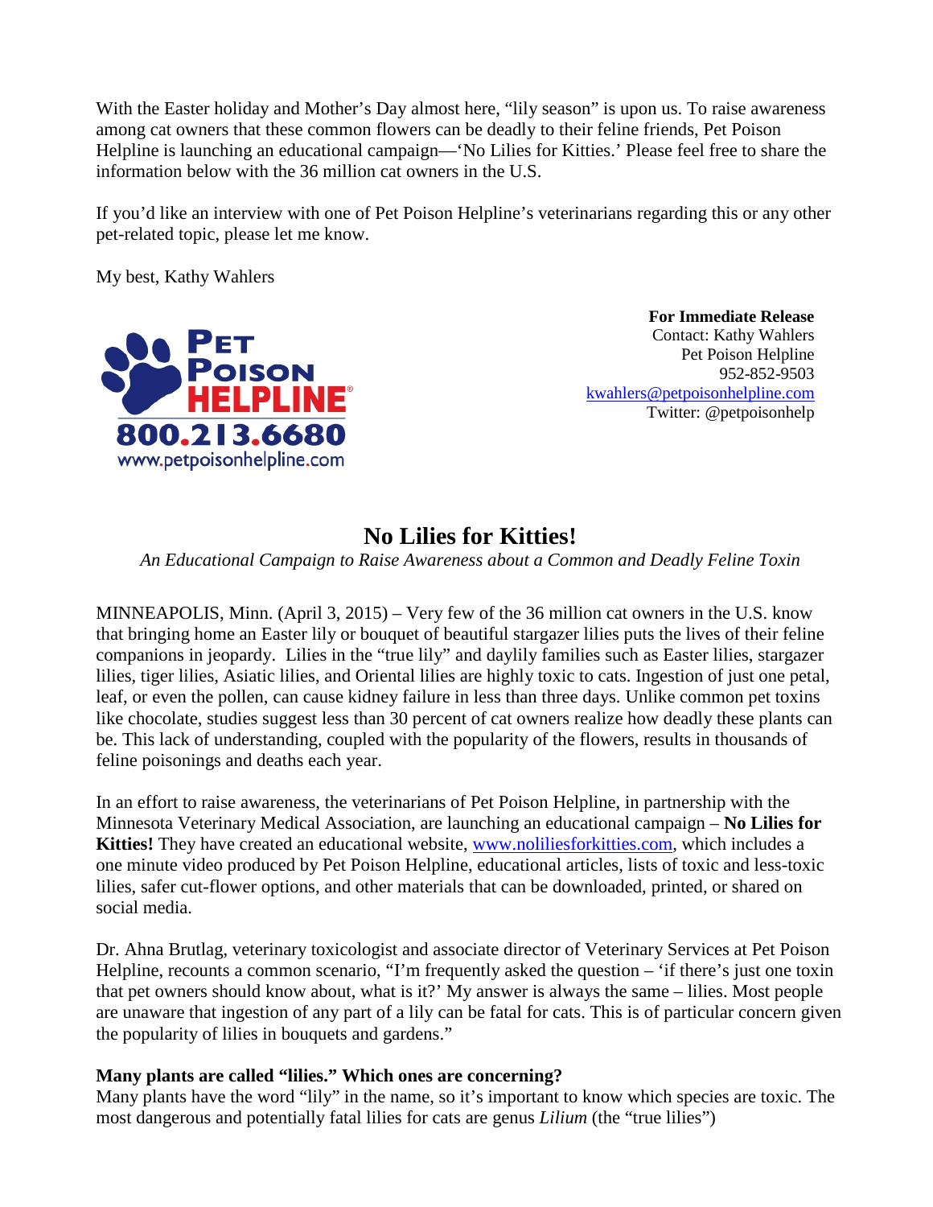With the Easter holiday and Mother's Day almost here, "lily season" is upon us. To raise awareness among cat owners that these common flowers can be deadly to their feline friends, Pet Poison Helpline is launching an educational campaign—'No Lilies for Kitties.' Please feel free to share the information below with the 36 million cat owners in the U.S.

If you'd like an interview with one of Pet Poison Helpline's veterinarians regarding this or any other pet-related topic, please let me know.

My best, Kathy Wahlers

PET POISON HELPLINE®
800.213.6680
www.petpoisonhelpline.com

**For Immediate Release**
Contact: Kathy Wahlers
Pet Poison Helpline
952-852-9503
kwahlers@petpoisonhelpline.com
Twitter: @petpoisonhelp

# No Lilies for Kitties!

*An Educational Campaign to Raise Awareness about a Common and Deadly Feline Toxin*

MINNEAPOLIS, Minn. (April 3, 2015) – Very few of the 36 million cat owners in the U.S. know that bringing home an Easter lily or bouquet of beautiful stargazer lilies puts the lives of their feline companions in jeopardy. Lilies in the "true lily" and daylily families such as Easter lilies, stargazer lilies, tiger lilies, Asiatic lilies, and Oriental lilies are highly toxic to cats. Ingestion of just one petal, leaf, or even the pollen, can cause kidney failure in less than three days. Unlike common pet toxins like chocolate, studies suggest less than 30 percent of cat owners realize how deadly these plants can be. This lack of understanding, coupled with the popularity of the flowers, results in thousands of feline poisonings and deaths each year.

In an effort to raise awareness, the veterinarians of Pet Poison Helpline, in partnership with the Minnesota Veterinary Medical Association, are launching an educational campaign – **No Lilies for Kitties!** They have created an educational website, www.noliliesforkitties.com, which includes a one minute video produced by Pet Poison Helpline, educational articles, lists of toxic and less-toxic lilies, safer cut-flower options, and other materials that can be downloaded, printed, or shared on social media.

Dr. Ahna Brutlag, veterinary toxicologist and associate director of Veterinary Services at Pet Poison Helpline, recounts a common scenario, "I'm frequently asked the question – 'if there's just one toxin that pet owners should know about, what is it?' My answer is always the same – lilies. Most people are unaware that ingestion of any part of a lily can be fatal for cats. This is of particular concern given the popularity of lilies in bouquets and gardens."

**Many plants are called "lilies." Which ones are concerning?**

Many plants have the word "lily" in the name, so it's important to know which species are toxic. The most dangerous and potentially fatal lilies for cats are genus *Lilium* (the "true lilies")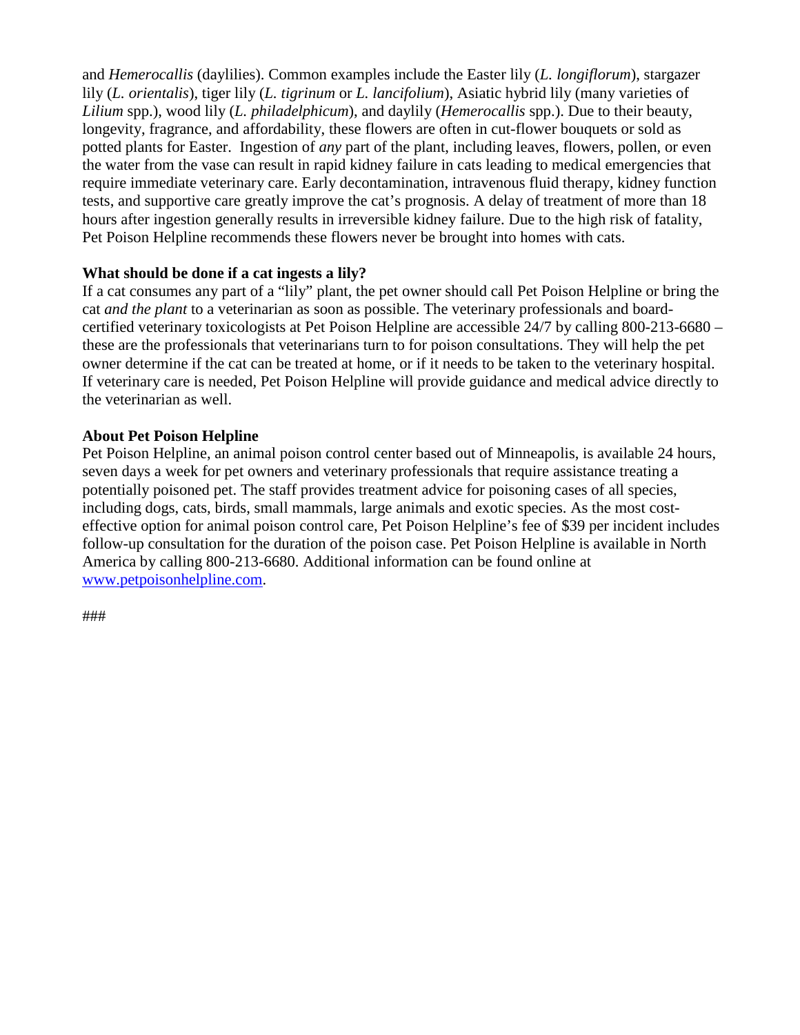and *Hemerocallis* (daylilies). Common examples include the Easter lily (*L. longiflorum*), stargazer lily (*L. orientalis*), tiger lily (*L. tigrinum* or *L. lancifolium*), Asiatic hybrid lily (many varieties of *Lilium* spp.), wood lily (*L. philadelphicum*), and daylily (*Hemerocallis* spp.). Due to their beauty, longevity, fragrance, and affordability, these flowers are often in cut-flower bouquets or sold as potted plants for Easter. Ingestion of *any* part of the plant, including leaves, flowers, pollen, or even the water from the vase can result in rapid kidney failure in cats leading to medical emergencies that require immediate veterinary care. Early decontamination, intravenous fluid therapy, kidney function tests, and supportive care greatly improve the cat's prognosis. A delay of treatment of more than 18 hours after ingestion generally results in irreversible kidney failure. Due to the high risk of fatality, Pet Poison Helpline recommends these flowers never be brought into homes with cats.

**What should be done if a cat ingests a lily?**

If a cat consumes any part of a "lily" plant, the pet owner should call Pet Poison Helpline or bring the cat *and the plant* to a veterinarian as soon as possible. The veterinary professionals and board-certified veterinary toxicologists at Pet Poison Helpline are accessible 24/7 by calling 800-213-6680 – these are the professionals that veterinarians turn to for poison consultations. They will help the pet owner determine if the cat can be treated at home, or if it needs to be taken to the veterinary hospital. If veterinary care is needed, Pet Poison Helpline will provide guidance and medical advice directly to the veterinarian as well.

**About Pet Poison Helpline**

Pet Poison Helpline, an animal poison control center based out of Minneapolis, is available 24 hours, seven days a week for pet owners and veterinary professionals that require assistance treating a potentially poisoned pet. The staff provides treatment advice for poisoning cases of all species, including dogs, cats, birds, small mammals, large animals and exotic species. As the most cost-effective option for animal poison control care, Pet Poison Helpline's fee of $39 per incident includes follow-up consultation for the duration of the poison case. Pet Poison Helpline is available in North America by calling 800-213-6680. Additional information can be found online at www.petpoisonhelpline.com.

###